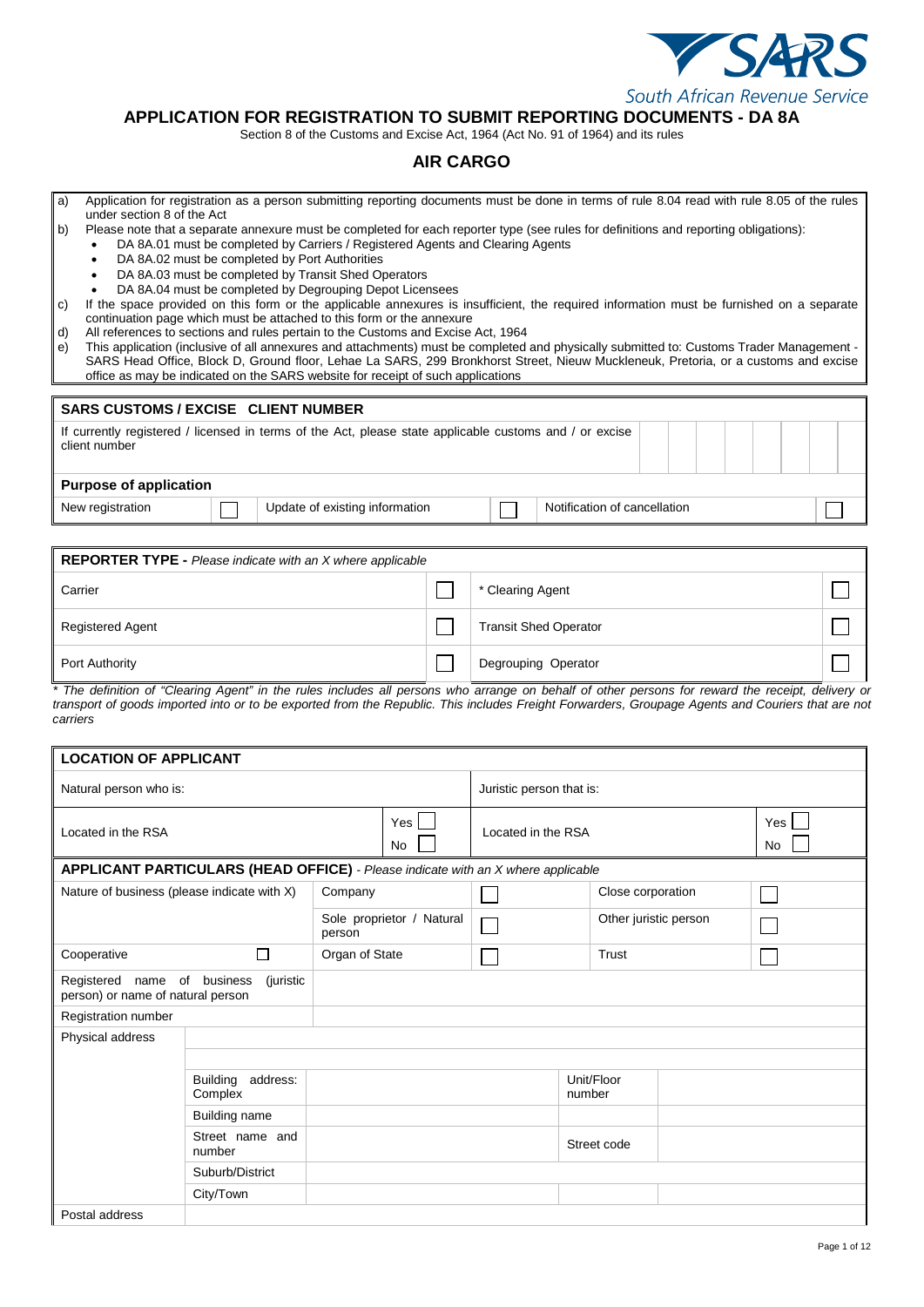SARS
South African Revenue Service

# APPLICATION FOR REGISTRATION TO SUBMIT REPORTING DOCUMENTS - DA 8A

Section 8 of the Customs and Excise Act, 1964 (Act No. 91 of 1964) and its rules

## AIR CARGO

a) Application for registration as a person submitting reporting documents must be done in terms of rule 8.04 read with rule 8.05 of the rules under section 8 of the Act

b) Please note that a separate annexure must be completed for each reporter type (see rules for definitions and reporting obligations):
- DA 8A.01 must be completed by Carriers / Registered Agents and Clearing Agents
- DA 8A.02 must be completed by Port Authorities
- DA 8A.03 must be completed by Transit Shed Operators
- DA 8A.04 must be completed by Degrouping Depot Licensees

c) If the space provided on this form or the applicable annexures is insufficient, the required information must be furnished on a separate continuation page which must be attached to this form or the annexure

d) All references to sections and rules pertain to the Customs and Excise Act, 1964

e) This application (inclusive of all annexures and attachments) must be completed and physically submitted to: Customs Trader Management - SARS Head Office, Block D, Ground floor, Lehae La SARS, 299 Bronkhorst Street, Nieuw Muckleneuk, Pretoria, or a customs and excise office as may be indicated on the SARS website for receipt of such applications

| SARS CUSTOMS / EXCISE CLIENT NUMBER | | | | | |
|---|---|---|---|---|---|
| If currently registered / licensed in terms of the Act, please state applicable customs and / or excise client number | | | | | |
| **Purpose of application** | | | | | |
| New registration | ☐ | Update of existing information | ☐ | Notification of cancellation | ☐ |

| **REPORTER TYPE** - *Please indicate with an X where applicable* | | | |
|---|---|---|---|
| Carrier | ☐ | * Clearing Agent | ☐ |
| Registered Agent | ☐ | Transit Shed Operator | ☐ |
| Port Authority | ☐ | Degrouping Operator | ☐ |

*\* The definition of "Clearing Agent" in the rules includes all persons who arrange on behalf of other persons for reward the receipt, delivery or transport of goods imported into or to be exported from the Republic. This includes Freight Forwarders, Groupage Agents and Couriers that are not carriers*

| **LOCATION OF APPLICANT** | | | |
|---|---|---|---|
| Natural person who is: | | Juristic person that is: | |
| Located in the RSA | Yes ☐ No ☐ | Located in the RSA | Yes ☐ No ☐ |

| **APPLICANT PARTICULARS (HEAD OFFICE)** - *Please indicate with an X where applicable* | | | | | | |
|---|---|---|---|---|---|---|
| Nature of business (please indicate with X) | | Company | ☐ | Close corporation | | ☐ |
| | | Sole proprietor / Natural person | ☐ | Other juristic person | | ☐ |
| Cooperative | ☐ | Organ of State | ☐ | Trust | | ☐ |
| Registered name of business (juristic person) or name of natural person | | | | | | |
| Registration number | | | | | | |
| Physical address | | | | | | |
| | | | | | | |
| | Building address: Complex | | | Unit/Floor number | | |
| | Building name | | | | | |
| | Street name and number | | | Street code | | |
| | Suburb/District | | | | | |
| | City/Town | | | | | |
| Postal address | | | | | | |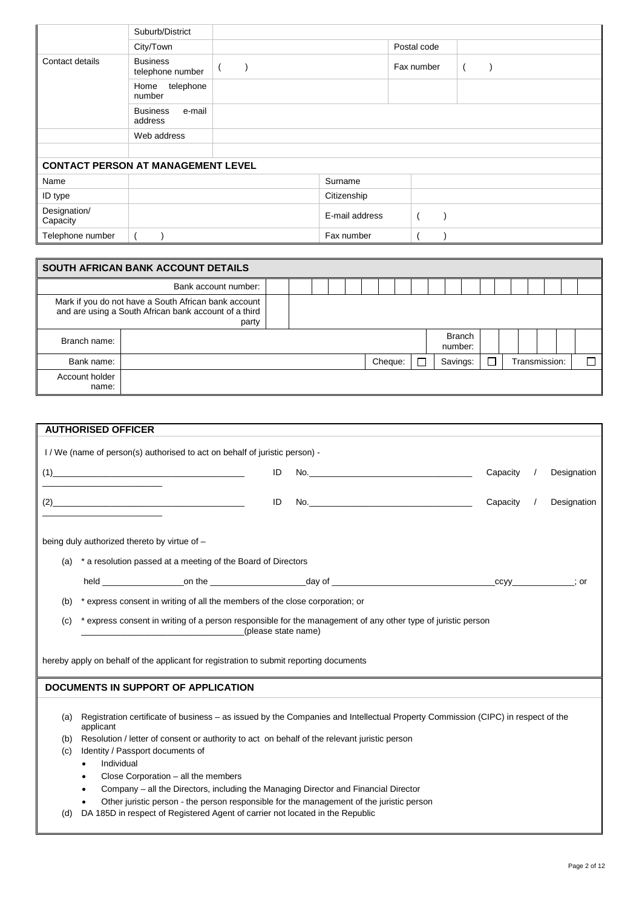| | Suburb/District | | | |
|---|---|---|---|---|
| | City/Town | | Postal code | |
| Contact details | Business telephone number | (    ) | Fax number | (    ) |
| | Home telephone number | | | |
| | Business e-mail address | | | |
| | Web address | | | |

**CONTACT PERSON AT MANAGEMENT LEVEL**

| | | | |
|---|---|---|---|
| Name | | Surname | |
| ID type | | Citizenship | |
| Designation/ Capacity | | E-mail address | (    ) |
| Telephone number | (    ) | Fax number | (    ) |

**SOUTH AFRICAN BANK ACCOUNT DETAILS**

| | | | | | | |
|---|---|---|---|---|---|---|
| Bank account number: | | | | | | |
| Mark if you do not have a South African bank account and are using a South African bank account of a third party | | | | | | |
| Branch name: | | | | Branch number: | | |
| Bank name: | | Cheque: ☐ | | Savings: ☐ | | Transmission: ☐ |
| Account holder name: | | | | | | |

**AUTHORISED OFFICER**

I / We (name of person(s) authorised to act on behalf of juristic person) -

(1)__________________________________________ ID No.____________________________________ Capacity / Designation __________________________

(2)__________________________________________ ID No.____________________________________ Capacity / Designation __________________________

being duly authorized thereto by virtue of –

(a) * a resolution passed at a meeting of the Board of Directors

held _________________on the ___________________day of __________________________________ccyy_____________; or

(b) * express consent in writing of all the members of the close corporation; or

(c) * express consent in writing of a person responsible for the management of any other type of juristic person __________________________________(please state name)

hereby apply on behalf of the applicant for registration to submit reporting documents

**DOCUMENTS IN SUPPORT OF APPLICATION**

(a) Registration certificate of business – as issued by the Companies and Intellectual Property Commission (CIPC) in respect of the applicant

(b) Resolution / letter of consent or authority to act on behalf of the relevant juristic person

(c) Identity / Passport documents of
- Individual
- Close Corporation – all the members
- Company – all the Directors, including the Managing Director and Financial Director
- Other juristic person - the person responsible for the management of the juristic person

(d) DA 185D in respect of Registered Agent of carrier not located in the Republic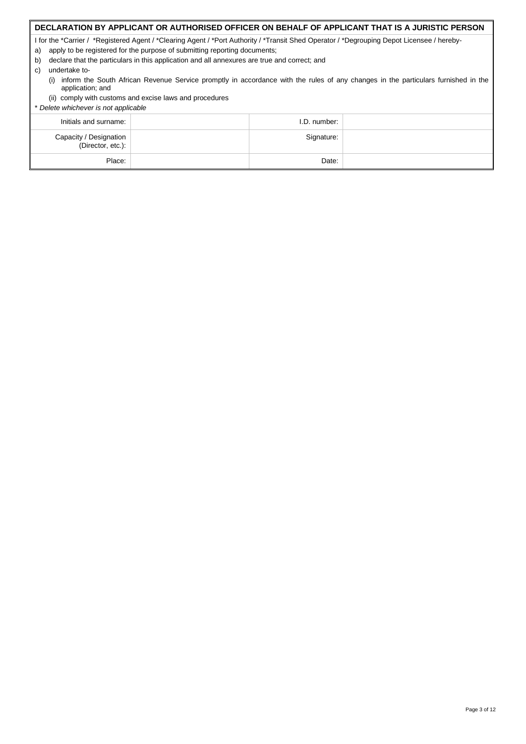## DECLARATION BY APPLICANT OR AUTHORISED OFFICER ON BEHALF OF APPLICANT THAT IS A JURISTIC PERSON

I for the *Carrier / *Registered Agent / *Clearing Agent / *Port Authority / *Transit Shed Operator / *Degrouping Depot Licensee / hereby-

a) apply to be registered for the purpose of submitting reporting documents;
b) declare that the particulars in this application and all annexures are true and correct; and
c) undertake to-
   (i) inform the South African Revenue Service promptly in accordance with the rules of any changes in the particulars furnished in the application; and
   (ii) comply with customs and excise laws and procedures

*\* Delete whichever is not applicable*

| | | | |
|---|---|---|---|
| Initials and surname: | | I.D. number: | |
| Capacity / Designation (Director, etc.): | | Signature: | |
| Place: | | Date: | |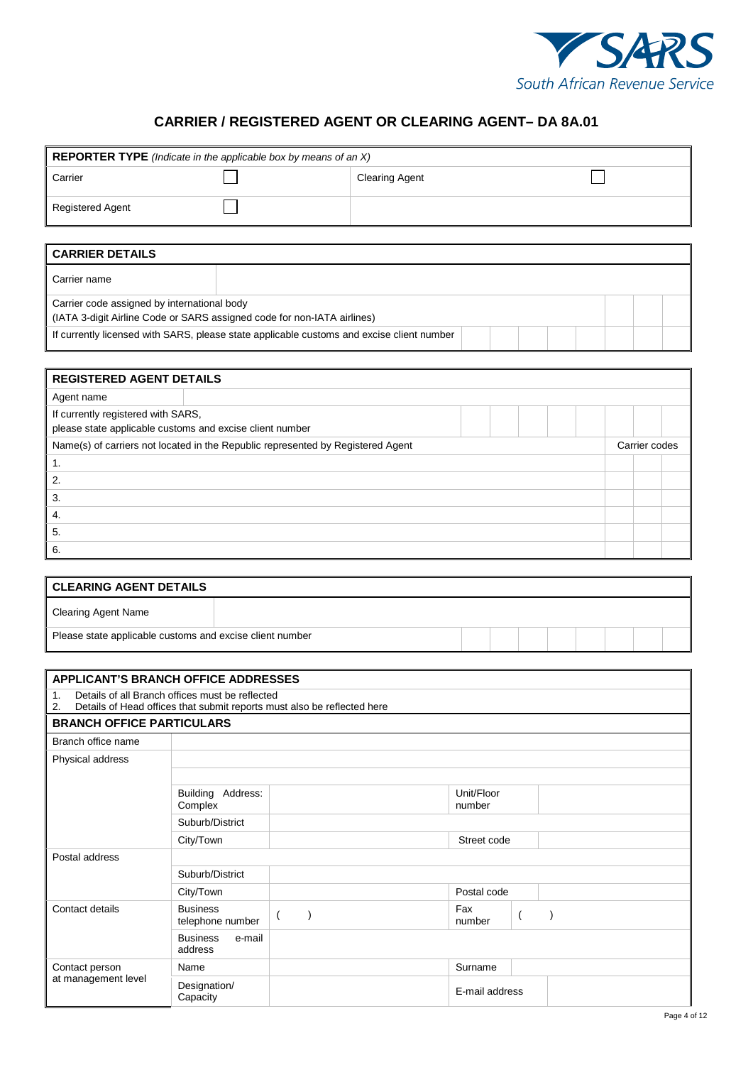# CARRIER / REGISTERED AGENT OR CLEARING AGENT– DA 8A.01

| **REPORTER TYPE** *(Indicate in the applicable box by means of an X)* | | | |
|---|---|---|---|
| Carrier | ☐ | Clearing Agent | ☐ |
| Registered Agent | ☐ | | |

| **CARRIER DETAILS** | |
|---|---|
| Carrier name | |
| Carrier code assigned by international body<br>(IATA 3-digit Airline Code or SARS assigned code for non-IATA airlines) | |
| If currently licensed with SARS, please state applicable customs and excise client number | |

| **REGISTERED AGENT DETAILS** | |
|---|---|
| Agent name | |
| If currently registered with SARS,<br>please state applicable customs and excise client number | |
| Name(s) of carriers not located in the Republic represented by Registered Agent | Carrier codes |
| 1. | |
| 2. | |
| 3. | |
| 4. | |
| 5. | |
| 6. | |

| **CLEARING AGENT DETAILS** | |
|---|---|
| Clearing Agent Name | |
| Please state applicable customs and excise client number | |

| **APPLICANT'S BRANCH OFFICE ADDRESSES** | | | | |
|---|---|---|---|---|
| 1. Details of all Branch offices must be reflected<br>2. Details of Head offices that submit reports must also be reflected here | | | | |
| **BRANCH OFFICE PARTICULARS** | | | | |
| Branch office name | | | | |
| Physical address | | | | |
| | | | | |
| | Building Address: Complex | | Unit/Floor number | |
| | Suburb/District | | | |
| | City/Town | | Street code | |
| Postal address | | | | |
| | Suburb/District | | | |
| | City/Town | | Postal code | |
| Contact details | Business telephone number | ( ) | Fax number | ( ) |
| | Business e-mail address | | | |
| Contact person at management level | Name | | Surname | |
| | Designation/ Capacity | | E-mail address | |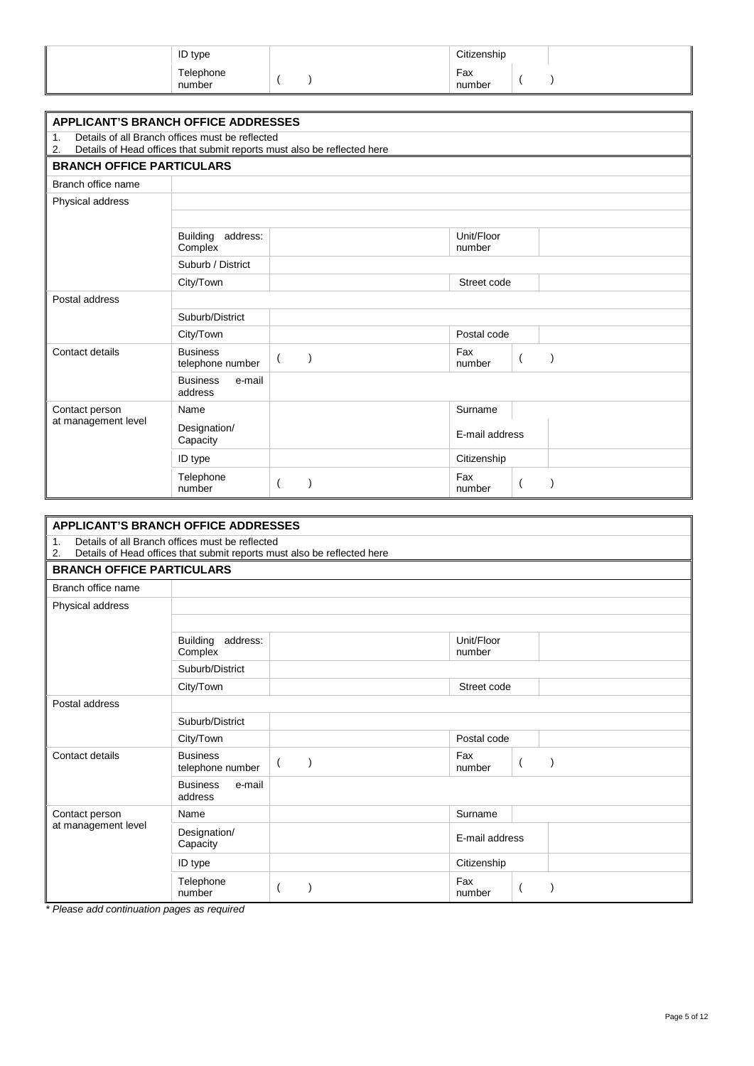| | | | | |
|---|---|---|---|---|
| | ID type | | Citizenship | |
| | Telephone number | (    ) | Fax number | (    ) |

## APPLICANT'S BRANCH OFFICE ADDRESSES

1. Details of all Branch offices must be reflected
2. Details of Head offices that submit reports must also be reflected here

### BRANCH OFFICE PARTICULARS

| | | | | |
|---|---|---|---|---|
| Branch office name | | | | |
| Physical address | | | | |
| | | | | |
| | Building address: Complex | | Unit/Floor number | |
| | Suburb / District | | | |
| | City/Town | | Street code | |
| Postal address | | | | |
| | Suburb/District | | | |
| | City/Town | | Postal code | |
| Contact details | Business telephone number | (    ) | Fax number | (    ) |
| | Business e-mail address | | | |
| Contact person at management level | Name | | Surname | |
| | Designation/ Capacity | | E-mail address | |
| | ID type | | Citizenship | |
| | Telephone number | (    ) | Fax number | (    ) |

## APPLICANT'S BRANCH OFFICE ADDRESSES

1. Details of all Branch offices must be reflected
2. Details of Head offices that submit reports must also be reflected here

### BRANCH OFFICE PARTICULARS

| | | | | |
|---|---|---|---|---|
| Branch office name | | | | |
| Physical address | | | | |
| | | | | |
| | Building address: Complex | | Unit/Floor number | |
| | Suburb/District | | | |
| | City/Town | | Street code | |
| Postal address | | | | |
| | Suburb/District | | | |
| | City/Town | | Postal code | |
| Contact details | Business telephone number | (    ) | Fax number | (    ) |
| | Business e-mail address | | | |
| Contact person at management level | Name | | Surname | |
| | Designation/ Capacity | | E-mail address | |
| | ID type | | Citizenship | |
| | Telephone number | (    ) | Fax number | (    ) |

*\* Please add continuation pages as required*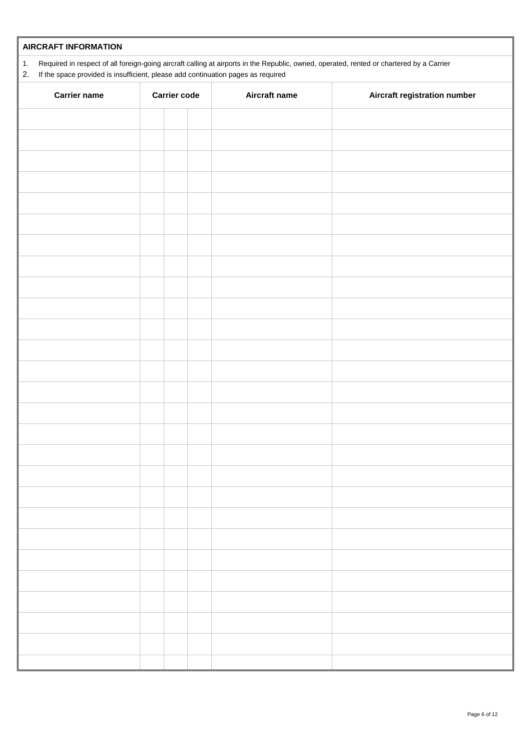## AIRCRAFT INFORMATION

1. Required in respect of all foreign-going aircraft calling at airports in the Republic, owned, operated, rented or chartered by a Carrier
2. If the space provided is insufficient, please add continuation pages as required

| Carrier name | Carrier code | | | Aircraft name | Aircraft registration number |
|---|---|---|---|---|---|
| | | | | | |
| | | | | | |
| | | | | | |
| | | | | | |
| | | | | | |
| | | | | | |
| | | | | | |
| | | | | | |
| | | | | | |
| | | | | | |
| | | | | | |
| | | | | | |
| | | | | | |
| | | | | | |
| | | | | | |
| | | | | | |
| | | | | | |
| | | | | | |
| | | | | | |
| | | | | | |
| | | | | | |
| | | | | | |
| | | | | | |
| | | | | | |
| | | | | | |
| | | | | | |
| | | | | | |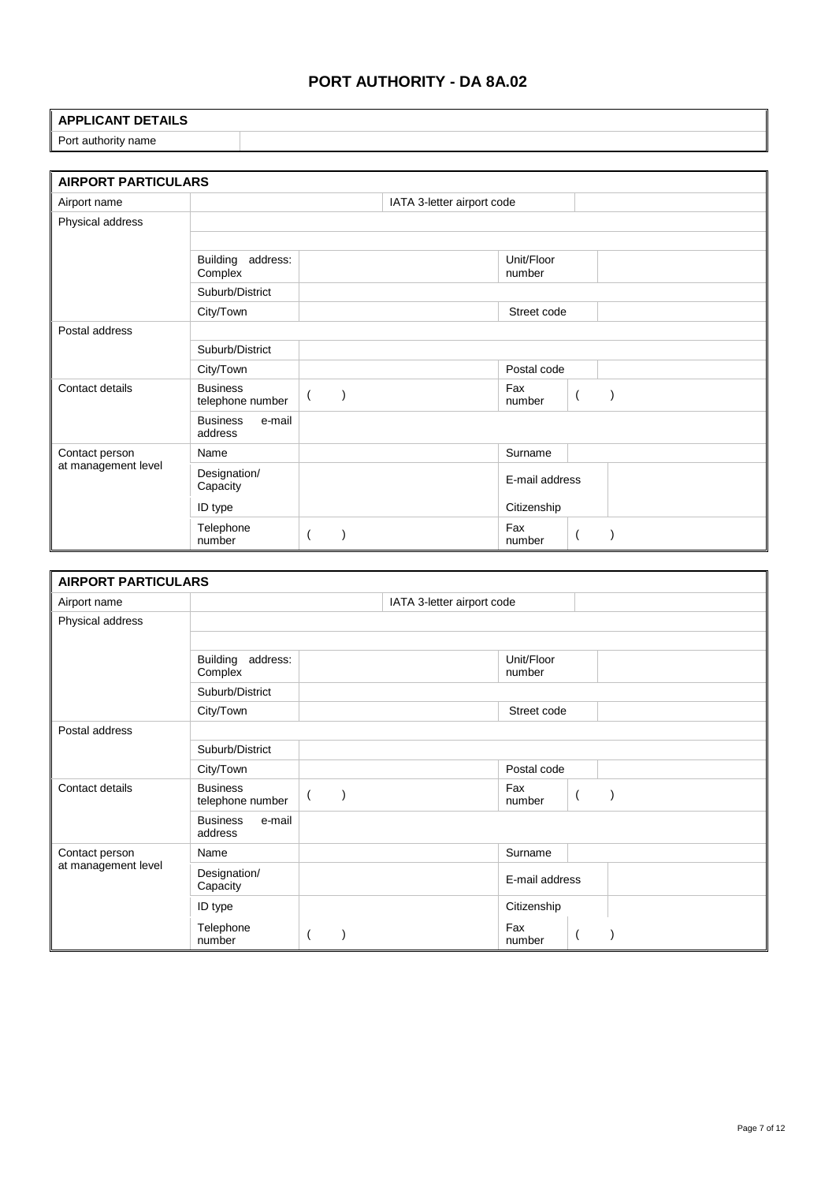# PORT AUTHORITY - DA 8A.02

| APPLICANT DETAILS | |
|---|---|
| Port authority name | |

| AIRPORT PARTICULARS | | | | |
|---|---|---|---|---|
| Airport name | | | IATA 3-letter airport code | |
| Physical address | | | | |
| | | | | |
| | Building address: Complex | | Unit/Floor number | |
| | Suburb/District | | | |
| | City/Town | | Street code | |
| Postal address | | | | |
| | Suburb/District | | | |
| | City/Town | | Postal code | |
| Contact details | Business telephone number | ( ) | Fax number | ( ) |
| | Business e-mail address | | | |
| Contact person at management level | Name | | Surname | |
| | Designation/ Capacity | | E-mail address | |
| | ID type | | Citizenship | |
| | Telephone number | ( ) | Fax number | ( ) |

| AIRPORT PARTICULARS | | | | |
|---|---|---|---|---|
| Airport name | | | IATA 3-letter airport code | |
| Physical address | | | | |
| | | | | |
| | Building address: Complex | | Unit/Floor number | |
| | Suburb/District | | | |
| | City/Town | | Street code | |
| Postal address | | | | |
| | Suburb/District | | | |
| | City/Town | | Postal code | |
| Contact details | Business telephone number | ( ) | Fax number | ( ) |
| | Business e-mail address | | | |
| Contact person at management level | Name | | Surname | |
| | Designation/ Capacity | | E-mail address | |
| | ID type | | Citizenship | |
| | Telephone number | ( ) | Fax number | ( ) |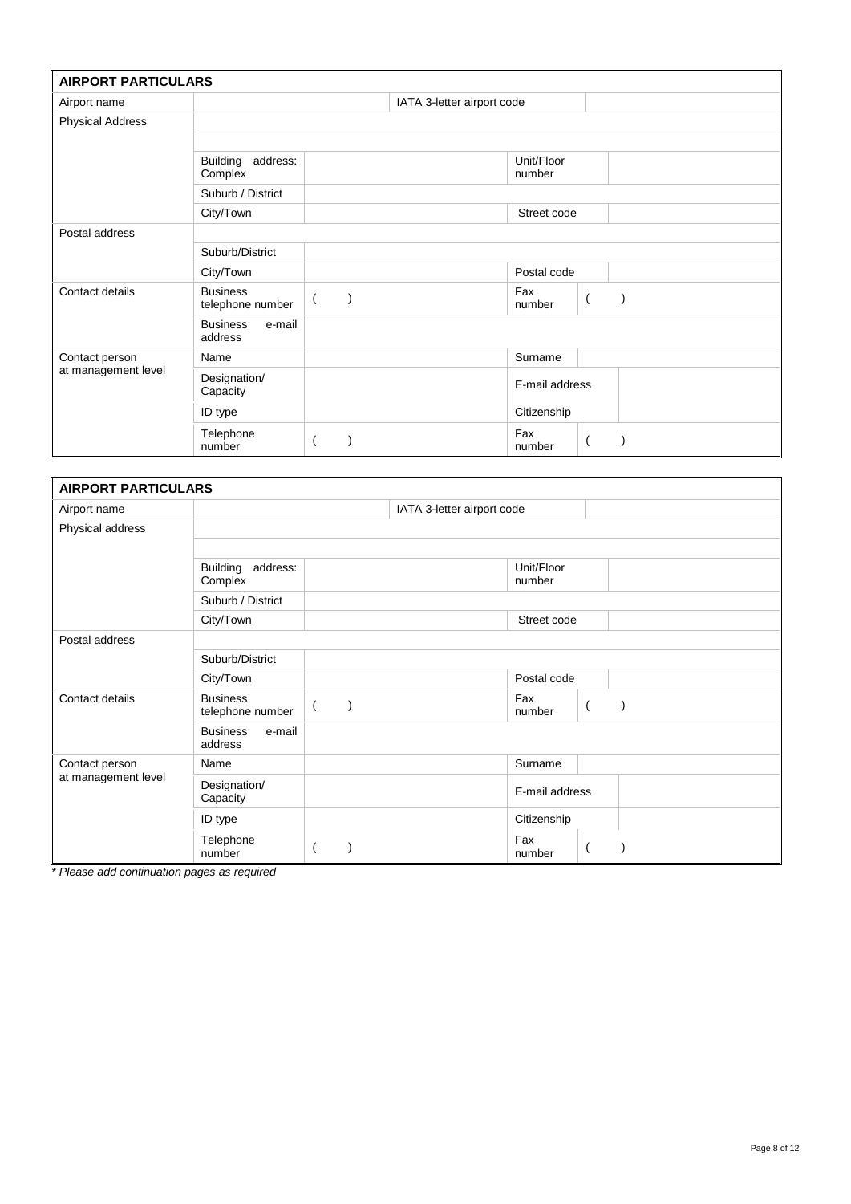| **AIRPORT PARTICULARS** | | | | |
|---|---|---|---|---|
| Airport name | | | IATA 3-letter airport code | |
| Physical Address | | | | |
| | | | | |
| | Building address: Complex | | Unit/Floor number | |
| | Suburb / District | | | |
| | City/Town | | Street code | |
| Postal address | | | | |
| | Suburb/District | | | |
| | City/Town | | Postal code | |
| Contact details | Business telephone number | (   ) | Fax number | (   ) |
| | Business e-mail address | | | |
| Contact person at management level | Name | | Surname | |
| | Designation/ Capacity | | E-mail address | |
| | ID type | | Citizenship | |
| | Telephone number | (   ) | Fax number | (   ) |

| **AIRPORT PARTICULARS** | | | | |
|---|---|---|---|---|
| Airport name | | | IATA 3-letter airport code | |
| Physical address | | | | |
| | | | | |
| | Building address: Complex | | Unit/Floor number | |
| | Suburb / District | | | |
| | City/Town | | Street code | |
| Postal address | | | | |
| | Suburb/District | | | |
| | City/Town | | Postal code | |
| Contact details | Business telephone number | (   ) | Fax number | (   ) |
| | Business e-mail address | | | |
| Contact person at management level | Name | | Surname | |
| | Designation/ Capacity | | E-mail address | |
| | ID type | | Citizenship | |
| | Telephone number | (   ) | Fax number | (   ) |

*\* Please add continuation pages as required*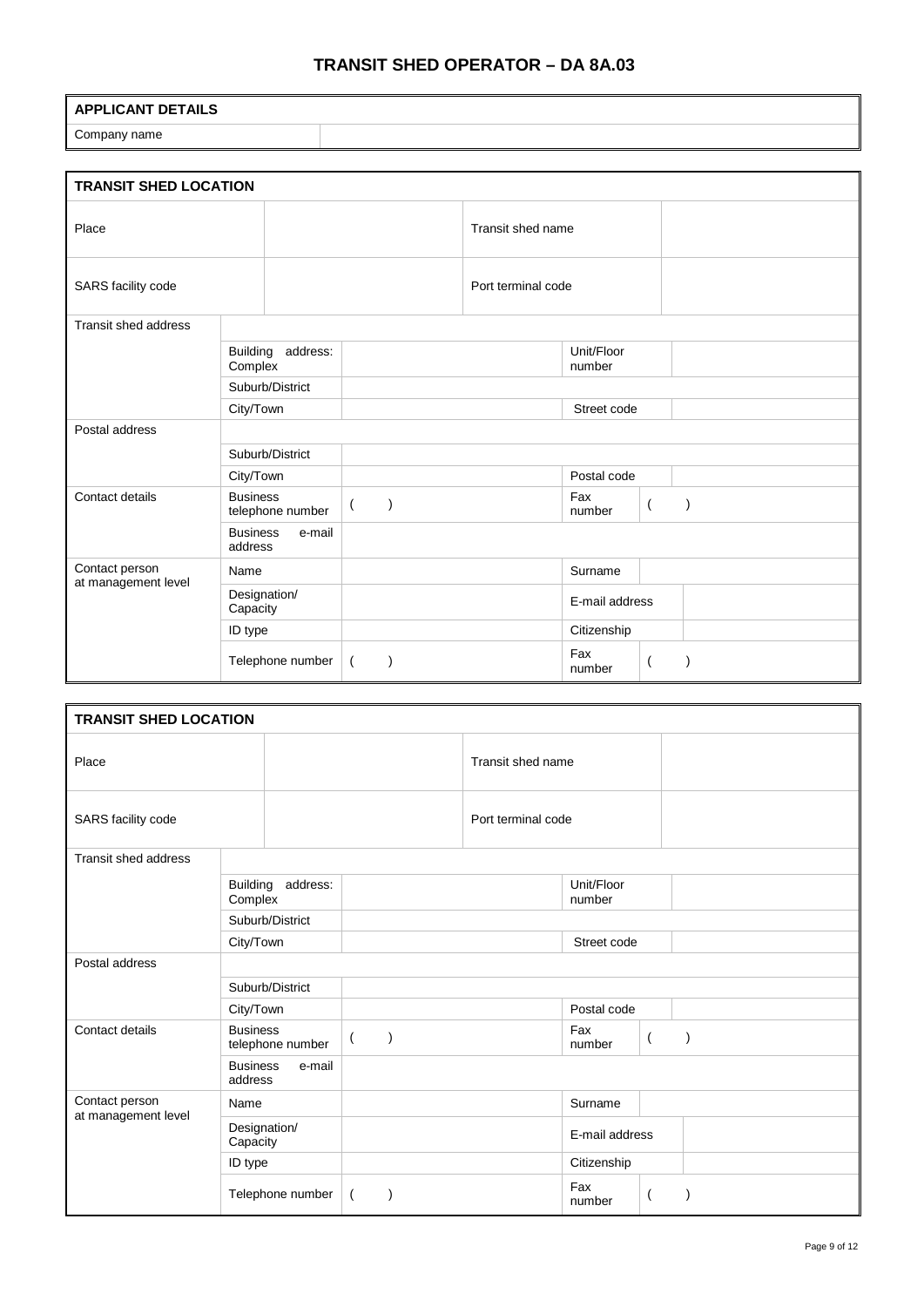# TRANSIT SHED OPERATOR – DA 8A.03

| APPLICANT DETAILS | |
|---|---|
| Company name | |

| TRANSIT SHED LOCATION | | | | | |
|---|---|---|---|---|---|
| Place | | | Transit shed name | | |
| SARS facility code | | | Port terminal code | | |
| Transit shed address | | | | | |
| | Building address: Complex | | Unit/Floor number | | |
| | Suburb/District | | | | |
| | City/Town | | Street code | | |
| Postal address | | | | | |
| | Suburb/District | | | | |
| | City/Town | | Postal code | | |
| Contact details | Business telephone number | (    ) | Fax number | (    ) | |
| | Business e-mail address | | | | |
| Contact person at management level | Name | | Surname | | |
| | Designation/ Capacity | | E-mail address | | |
| | ID type | | Citizenship | | |
| | Telephone number | (    ) | Fax number | (    ) | |

| TRANSIT SHED LOCATION | | | | | |
|---|---|---|---|---|---|
| Place | | | Transit shed name | | |
| SARS facility code | | | Port terminal code | | |
| Transit shed address | | | | | |
| | Building address: Complex | | Unit/Floor number | | |
| | Suburb/District | | | | |
| | City/Town | | Street code | | |
| Postal address | | | | | |
| | Suburb/District | | | | |
| | City/Town | | Postal code | | |
| Contact details | Business telephone number | (    ) | Fax number | (    ) | |
| | Business e-mail address | | | | |
| Contact person at management level | Name | | Surname | | |
| | Designation/ Capacity | | E-mail address | | |
| | ID type | | Citizenship | | |
| | Telephone number | (    ) | Fax number | (    ) | |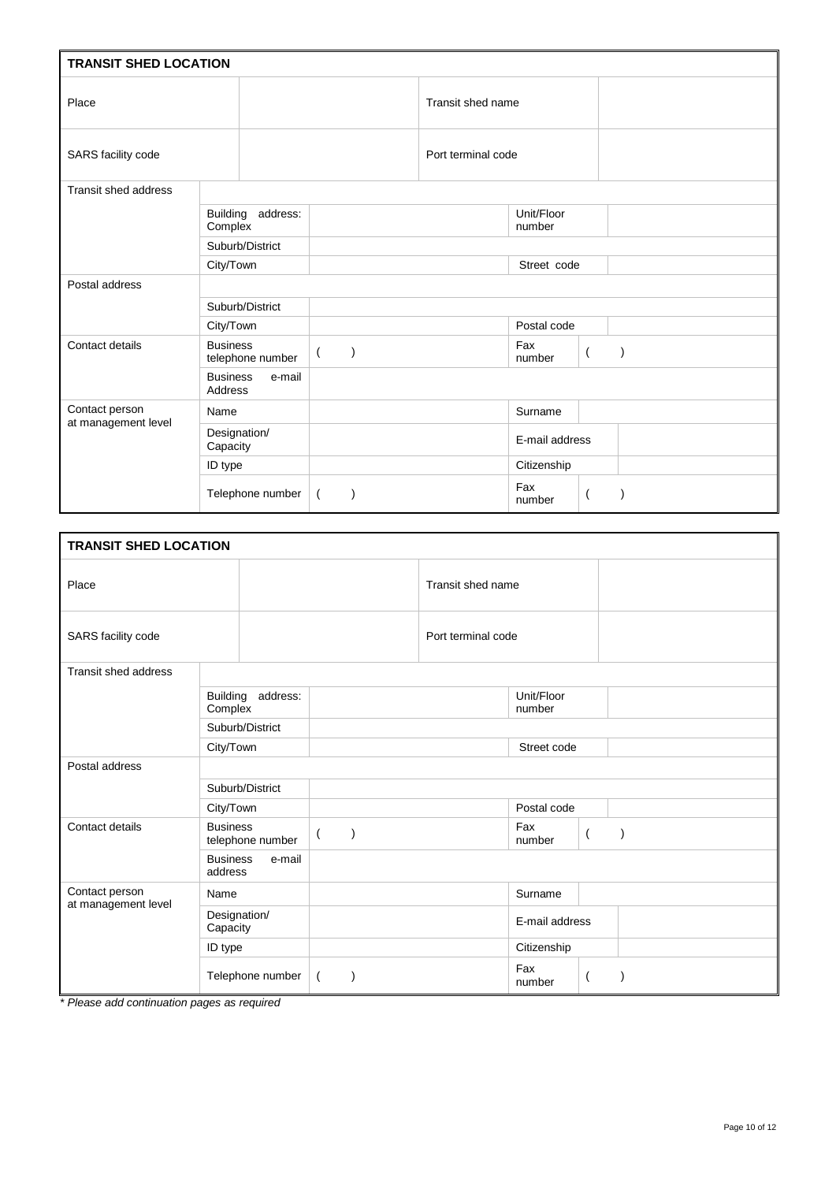**TRANSIT SHED LOCATION**

| | | | | |
|---|---|---|---|---|
| Place | | | Transit shed name | |
| SARS facility code | | | Port terminal code | |
| Transit shed address | | | | |
| | Building address: Complex | | Unit/Floor number | |
| | Suburb/District | | | |
| | City/Town | | Street code | |
| Postal address | | | | |
| | Suburb/District | | | |
| | City/Town | | Postal code | |
| Contact details | Business telephone number | (    ) | Fax number | (    ) |
| | Business e-mail Address | | | |
| Contact person at management level | Name | | Surname | |
| | Designation/ Capacity | | E-mail address | |
| | ID type | | Citizenship | |
| | Telephone number | (    ) | Fax number | (    ) |

**TRANSIT SHED LOCATION**

| | | | | |
|---|---|---|---|---|
| Place | | | Transit shed name | |
| SARS facility code | | | Port terminal code | |
| Transit shed address | | | | |
| | Building address: Complex | | Unit/Floor number | |
| | Suburb/District | | | |
| | City/Town | | Street code | |
| Postal address | | | | |
| | Suburb/District | | | |
| | City/Town | | Postal code | |
| Contact details | Business telephone number | (    ) | Fax number | (    ) |
| | Business e-mail address | | | |
| Contact person at management level | Name | | Surname | |
| | Designation/ Capacity | | E-mail address | |
| | ID type | | Citizenship | |
| | Telephone number | (    ) | Fax number | (    ) |

*\* Please add continuation pages as required*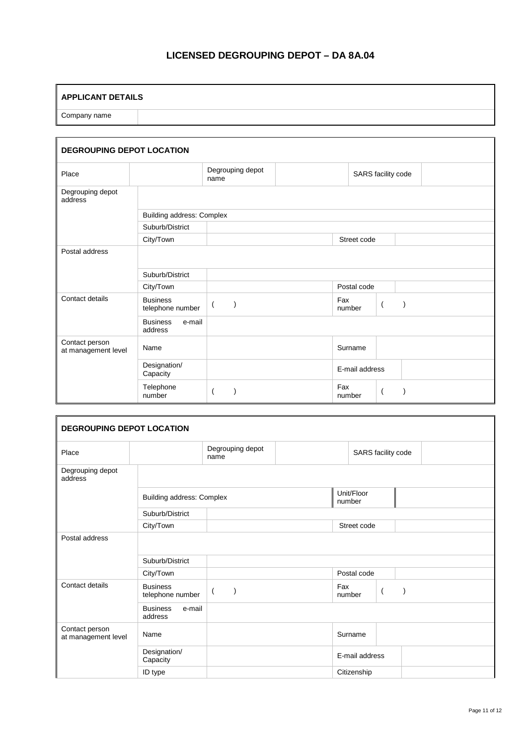## LICENSED DEGROUPING DEPOT – DA 8A.04

| APPLICANT DETAILS | |
|---|---|
| Company name | |

| DEGROUPING DEPOT LOCATION | | | | | |
|---|---|---|---|---|---|
| Place | | Degrouping depot name | | SARS facility code | |
| Degrouping depot address | | | | | |
| | Building address: Complex | | | | |
| | Suburb/District | | | | |
| | City/Town | | Street code | | |
| Postal address | | | | | |
| | Suburb/District | | | | |
| | City/Town | | Postal code | | |
| Contact details | Business telephone number | (    ) | Fax number | (    ) | |
| | Business e-mail address | | | | |
| Contact person at management level | Name | | Surname | | |
| | Designation/ Capacity | | E-mail address | | |
| | Telephone number | (    ) | Fax number | (    ) | |

| DEGROUPING DEPOT LOCATION | | | | | |
|---|---|---|---|---|---|
| Place | | Degrouping depot name | | SARS facility code | |
| Degrouping depot address | | | | | |
| | Building address: Complex | | Unit/Floor number | | |
| | Suburb/District | | | | |
| | City/Town | | Street code | | |
| Postal address | | | | | |
| | Suburb/District | | | | |
| | City/Town | | Postal code | | |
| Contact details | Business telephone number | (    ) | Fax number | (    ) | |
| | Business e-mail address | | | | |
| Contact person at management level | Name | | Surname | | |
| | Designation/ Capacity | | E-mail address | | |
| | ID type | | Citizenship | | |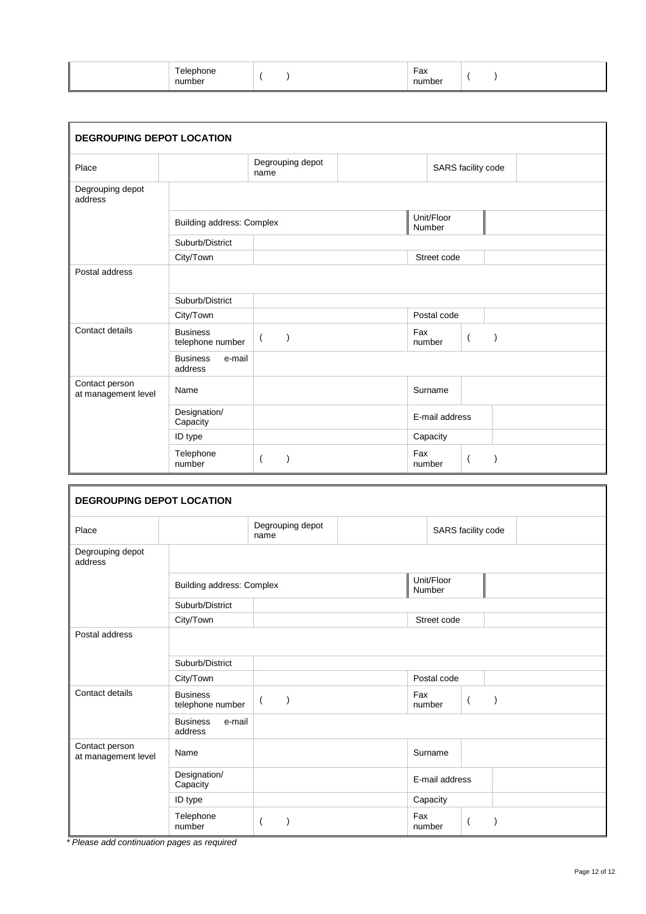| | | | | |
|---|---|---|---|---|
| | Telephone number | ( ) | Fax number | ( ) |

| **DEGROUPING DEPOT LOCATION** | | | | | |
|---|---|---|---|---|---|
| Place | | Degrouping depot name | | SARS facility code | |
| Degrouping depot address | | | | | |
| | Building address: Complex | | Unit/Floor Number | | |
| | Suburb/District | | | | |
| | City/Town | | Street code | | |
| Postal address | | | | | |
| | Suburb/District | | | | |
| | City/Town | | Postal code | | |
| Contact details | Business telephone number | ( ) | Fax number | ( ) | |
| | Business e-mail address | | | | |
| Contact person at management level | Name | | Surname | | |
| | Designation/ Capacity | | E-mail address | | |
| | ID type | | Capacity | | |
| | Telephone number | ( ) | Fax number | ( ) | |

| **DEGROUPING DEPOT LOCATION** | | | | | |
|---|---|---|---|---|---|
| Place | | Degrouping depot name | | SARS facility code | |
| Degrouping depot address | | | | | |
| | Building address: Complex | | Unit/Floor Number | | |
| | Suburb/District | | | | |
| | City/Town | | Street code | | |
| Postal address | | | | | |
| | Suburb/District | | | | |
| | City/Town | | Postal code | | |
| Contact details | Business telephone number | ( ) | Fax number | ( ) | |
| | Business e-mail address | | | | |
| Contact person at management level | Name | | Surname | | |
| | Designation/ Capacity | | E-mail address | | |
| | ID type | | Capacity | | |
| | Telephone number | ( ) | Fax number | ( ) | |

*\* Please add continuation pages as required*